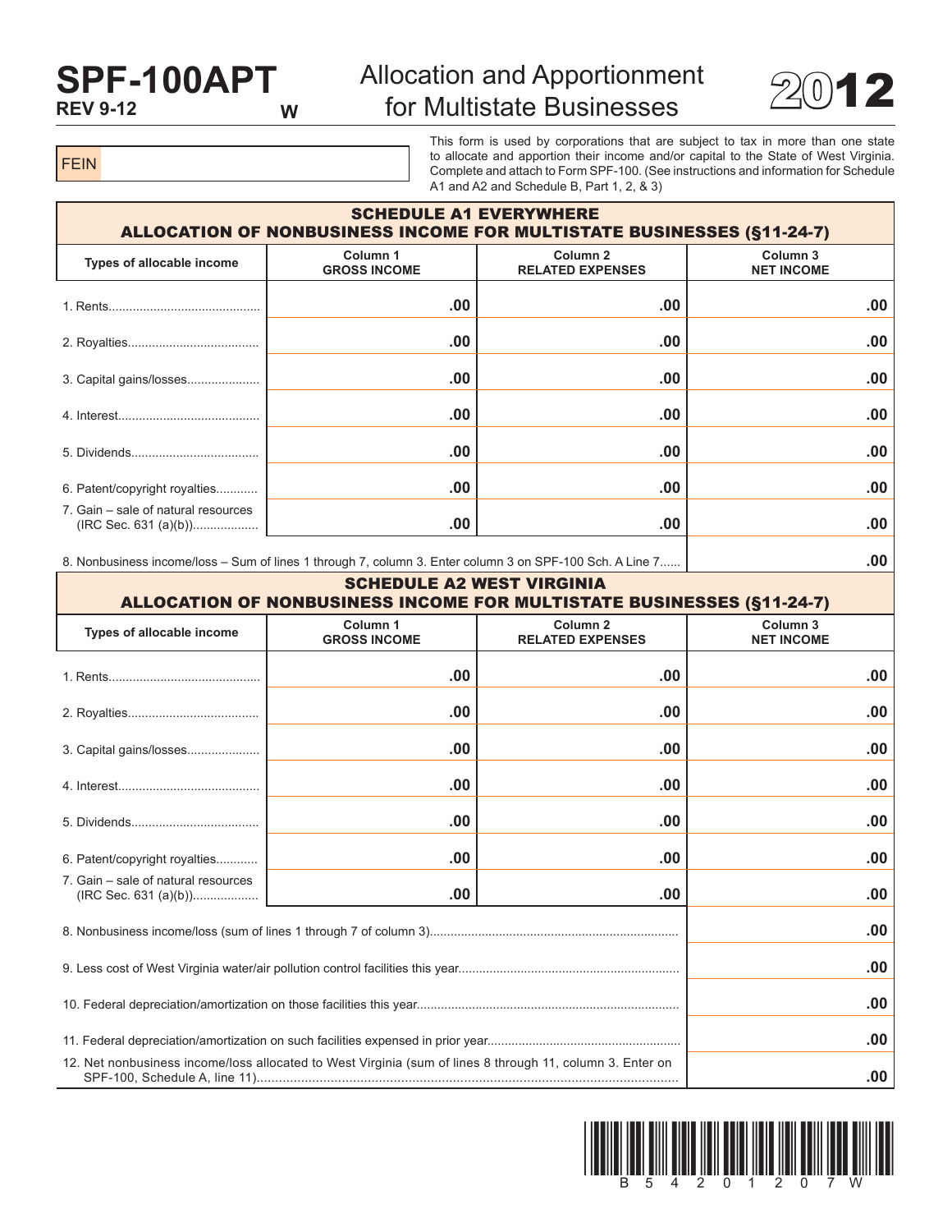# SPF-100APT

REV 9-12 W

## Allocation and Apportionment for Multistate Businesses

# 2012

FEIN

This form is used by corporations that are subject to tax in more than one state to allocate and apportion their income and/or capital to the State of West Virginia. Complete and attach to Form SPF-100. (See instructions and information for Schedule A1 and A2 and Schedule B, Part 1, 2, & 3)

### SCHEDULE A1 EVERYWHERE ALLOCATION OF NONBUSINESS INCOME FOR MULTISTATE BUSINESSES (§11-24-7)

| Types of allocable income | Column 1 GROSS INCOME | Column 2 RELATED EXPENSES | Column 3 NET INCOME |
|---|---|---|---|
| 1. Rents | .00 | .00 | .00 |
| 2. Royalties | .00 | .00 | .00 |
| 3. Capital gains/losses | .00 | .00 | .00 |
| 4. Interest | .00 | .00 | .00 |
| 5. Dividends | .00 | .00 | .00 |
| 6. Patent/copyright royalties | .00 | .00 | .00 |
| 7. Gain – sale of natural resources (IRC Sec. 631 (a)(b)) | .00 | .00 | .00 |
| 8. Nonbusiness income/loss – Sum of lines 1 through 7, column 3. Enter column 3 on SPF-100 Sch. A Line 7 | | | .00 |

### SCHEDULE A2 WEST VIRGINIA ALLOCATION OF NONBUSINESS INCOME FOR MULTISTATE BUSINESSES (§11-24-7)

| Types of allocable income | Column 1 GROSS INCOME | Column 2 RELATED EXPENSES | Column 3 NET INCOME |
|---|---|---|---|
| 1. Rents | .00 | .00 | .00 |
| 2. Royalties | .00 | .00 | .00 |
| 3. Capital gains/losses | .00 | .00 | .00 |
| 4. Interest | .00 | .00 | .00 |
| 5. Dividends | .00 | .00 | .00 |
| 6. Patent/copyright royalties | .00 | .00 | .00 |
| 7. Gain – sale of natural resources (IRC Sec. 631 (a)(b)) | .00 | .00 | .00 |
| 8. Nonbusiness income/loss (sum of lines 1 through 7 of column 3) | | | .00 |
| 9. Less cost of West Virginia water/air pollution control facilities this year | | | .00 |
| 10. Federal depreciation/amortization on those facilities this year | | | .00 |
| 11. Federal depreciation/amortization on such facilities expensed in prior year | | | .00 |
| 12. Net nonbusiness income/loss allocated to West Virginia (sum of lines 8 through 11, column 3. Enter on SPF-100, Schedule A, line 11) | | | .00 |

B 5 4 2 0 1 2 0 7 W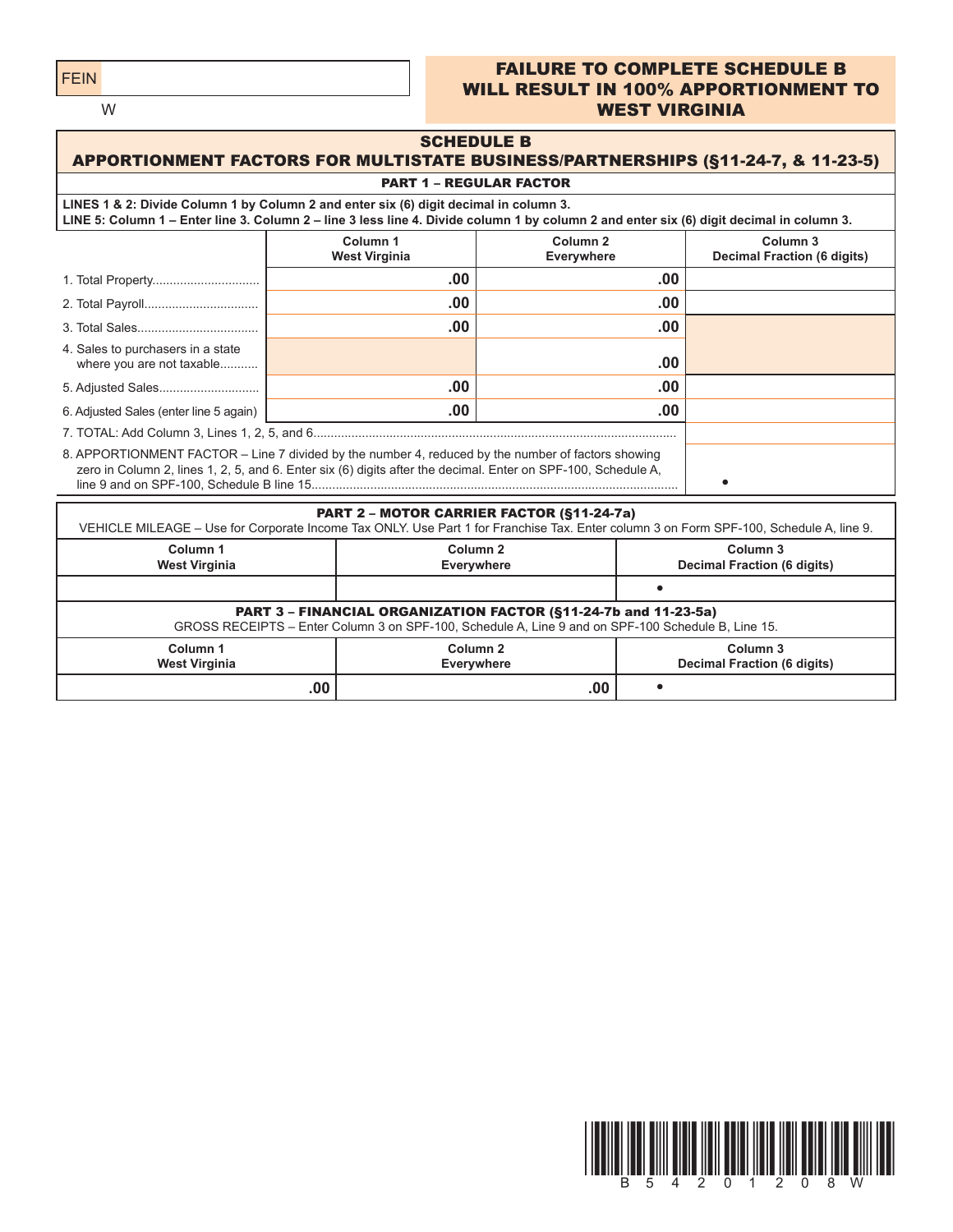FEIN

W

**FAILURE TO COMPLETE SCHEDULE B WILL RESULT IN 100% APPORTIONMENT TO WEST VIRGINIA**

## SCHEDULE B
## APPORTIONMENT FACTORS FOR MULTISTATE BUSINESS/PARTNERSHIPS (§11-24-7, & 11-23-5)

### PART 1 – REGULAR FACTOR

**LINES 1 & 2: Divide Column 1 by Column 2 and enter six (6) digit decimal in column 3.**
**LINE 5: Column 1 – Enter line 3. Column 2 – line 3 less line 4. Divide column 1 by column 2 and enter six (6) digit decimal in column 3.**

| | Column 1 West Virginia | Column 2 Everywhere | Column 3 Decimal Fraction (6 digits) |
|---|---|---|---|
| 1. Total Property | .00 | .00 | |
| 2. Total Payroll | .00 | .00 | |
| 3. Total Sales | .00 | .00 | |
| 4. Sales to purchasers in a state where you are not taxable | | .00 | |
| 5. Adjusted Sales | .00 | .00 | |
| 6. Adjusted Sales (enter line 5 again) | .00 | .00 | |
| 7. TOTAL: Add Column 3, Lines 1, 2, 5, and 6 | | | |
| 8. APPORTIONMENT FACTOR – Line 7 divided by the number 4, reduced by the number of factors showing zero in Column 2, lines 1, 2, 5, and 6. Enter six (6) digits after the decimal. Enter on SPF-100, Schedule A, line 9 and on SPF-100, Schedule B line 15 | | | • |

### PART 2 – MOTOR CARRIER FACTOR (§11-24-7a)

VEHICLE MILEAGE – Use for Corporate Income Tax ONLY. Use Part 1 for Franchise Tax. Enter column 3 on Form SPF-100, Schedule A, line 9.

| Column 1 West Virginia | Column 2 Everywhere | Column 3 Decimal Fraction (6 digits) |
|---|---|---|
| | | • |

### PART 3 – FINANCIAL ORGANIZATION FACTOR (§11-24-7b and 11-23-5a)

GROSS RECEIPTS – Enter Column 3 on SPF-100, Schedule A, Line 9 and on SPF-100 Schedule B, Line 15.

| Column 1 West Virginia | Column 2 Everywhere | Column 3 Decimal Fraction (6 digits) |
|---|---|---|
| .00 | .00 | • |

B 5 4 2 0 1 2 0 8 W